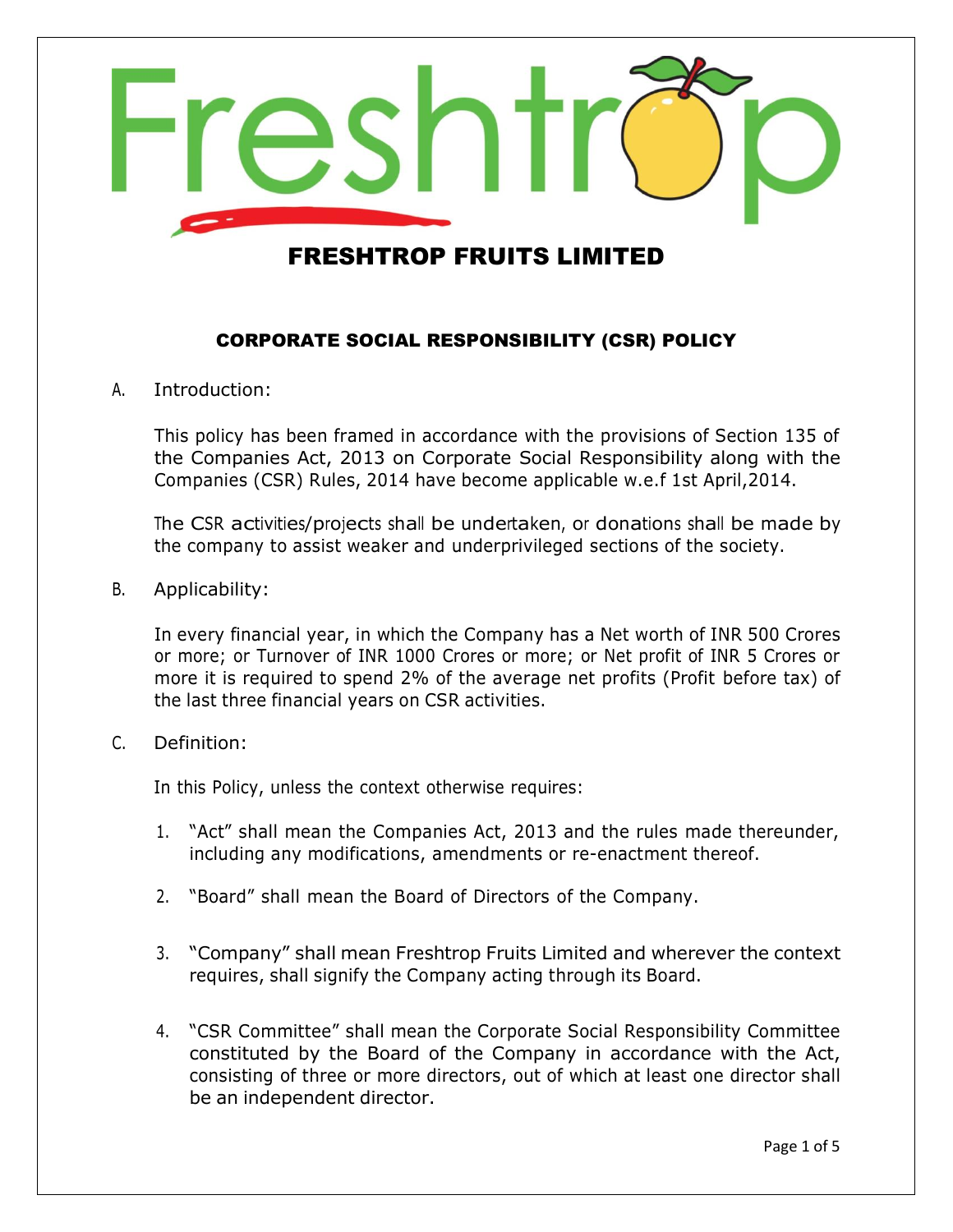# FRESHTROP FRUITS LIMITED

## CORPORATE SOCIAL RESPONSIBILITY (CSR) POLICY

A. Introduction:

This policy has been framed in accordance with the provisions of Section 135 of the Companies Act, 2013 on Corporate Social Responsibility along with the Companies (CSR) Rules, 2014 have become applicable w.e.f 1st April,2014.

The CSR activities/projects shall be undertaken, or donations shall be made by the company to assist weaker and underprivileged sections of the society.

B. Applicability:

In every financial year, in which the Company has a Net worth of INR 500 Crores or more; or Turnover of INR 1000 Crores or more; or Net profit of INR 5 Crores or more it is required to spend 2% of the average net profits (Profit before tax) of the last three financial years on CSR activities.

C. Definition:

In this Policy, unless the context otherwise requires:

1. "Act" shall mean the Companies Act, 2013 and the rules made thereunder, including any modifications, amendments or re-enactment thereof.
2. "Board" shall mean the Board of Directors of the Company.
3. "Company" shall mean Freshtrop Fruits Limited and wherever the context requires, shall signify the Company acting through its Board.
4. "CSR Committee" shall mean the Corporate Social Responsibility Committee constituted by the Board of the Company in accordance with the Act, consisting of three or more directors, out of which at least one director shall be an independent director.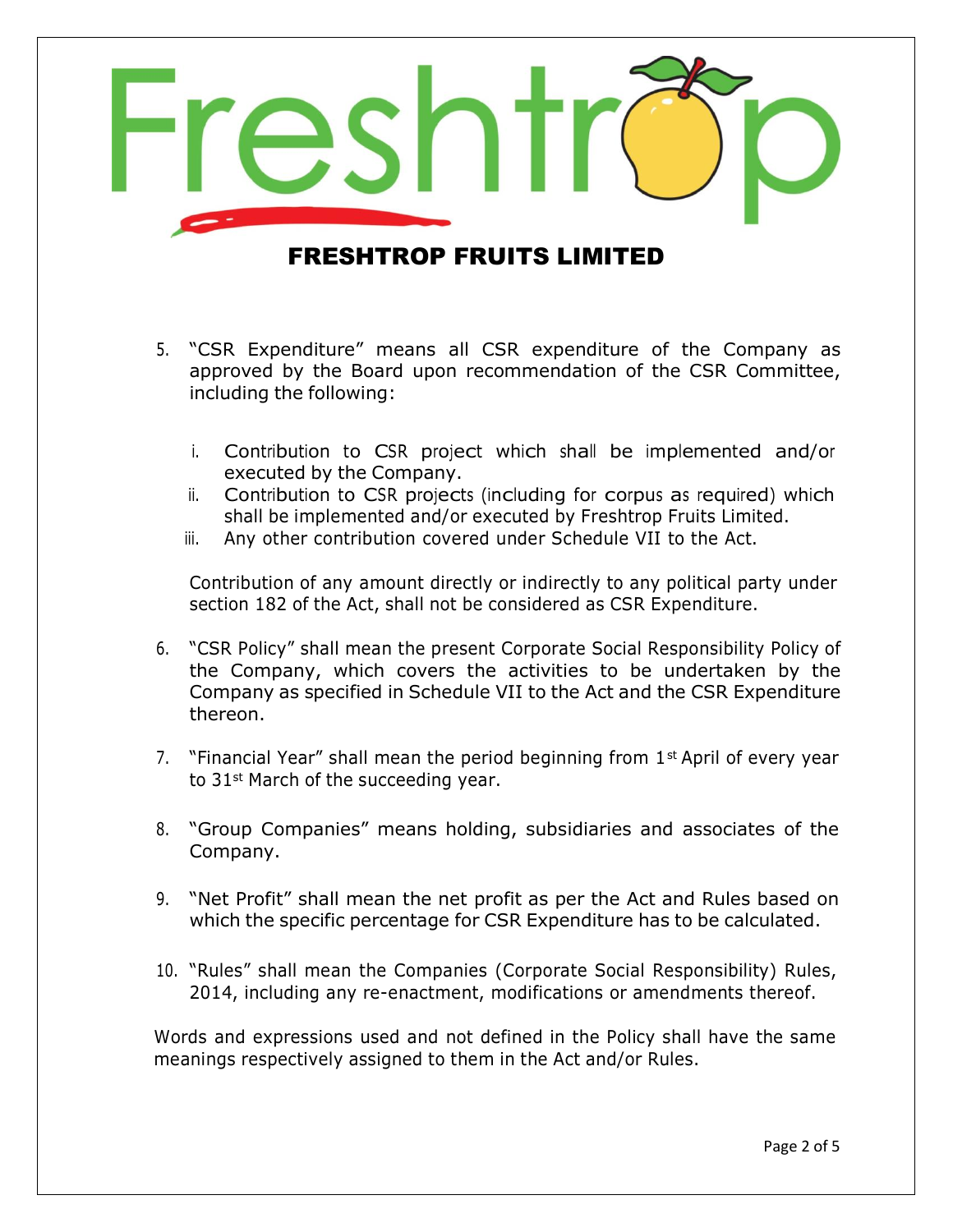# FRESHTROP FRUITS LIMITED

5. "CSR Expenditure" means all CSR expenditure of the Company as approved by the Board upon recommendation of the CSR Committee, including the following:

   i. Contribution to CSR project which shall be implemented and/or executed by the Company.
   ii. Contribution to CSR projects (including for corpus as required) which shall be implemented and/or executed by Freshtrop Fruits Limited.
   iii. Any other contribution covered under Schedule VII to the Act.

   Contribution of any amount directly or indirectly to any political party under section 182 of the Act, shall not be considered as CSR Expenditure.

6. "CSR Policy" shall mean the present Corporate Social Responsibility Policy of the Company, which covers the activities to be undertaken by the Company as specified in Schedule VII to the Act and the CSR Expenditure thereon.

7. "Financial Year" shall mean the period beginning from 1st April of every year to 31st March of the succeeding year.

8. "Group Companies" means holding, subsidiaries and associates of the Company.

9. "Net Profit" shall mean the net profit as per the Act and Rules based on which the specific percentage for CSR Expenditure has to be calculated.

10. "Rules" shall mean the Companies (Corporate Social Responsibility) Rules, 2014, including any re-enactment, modifications or amendments thereof.

Words and expressions used and not defined in the Policy shall have the same meanings respectively assigned to them in the Act and/or Rules.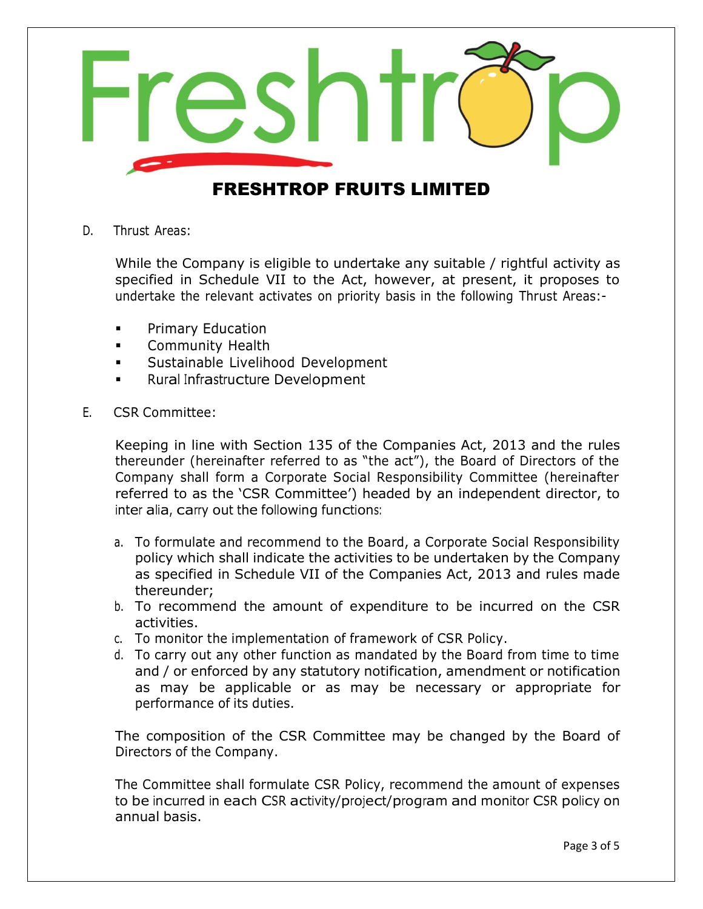D. Thrust Areas:

While the Company is eligible to undertake any suitable / rightful activity as specified in Schedule VII to the Act, however, at present, it proposes to undertake the relevant activates on priority basis in the following Thrust Areas:-

- Primary Education
- Community Health
- Sustainable Livelihood Development
- Rural Infrastructure Development

E. CSR Committee:

Keeping in line with Section 135 of the Companies Act, 2013 and the rules thereunder (hereinafter referred to as "the act"), the Board of Directors of the Company shall form a Corporate Social Responsibility Committee (hereinafter referred to as the 'CSR Committee') headed by an independent director, to inter alia, carry out the following functions:

a. To formulate and recommend to the Board, a Corporate Social Responsibility policy which shall indicate the activities to be undertaken by the Company as specified in Schedule VII of the Companies Act, 2013 and rules made thereunder;
b. To recommend the amount of expenditure to be incurred on the CSR activities.
c. To monitor the implementation of framework of CSR Policy.
d. To carry out any other function as mandated by the Board from time to time and / or enforced by any statutory notification, amendment or notification as may be applicable or as may be necessary or appropriate for performance of its duties.

The composition of the CSR Committee may be changed by the Board of Directors of the Company.

The Committee shall formulate CSR Policy, recommend the amount of expenses to be incurred in each CSR activity/project/program and monitor CSR policy on annual basis.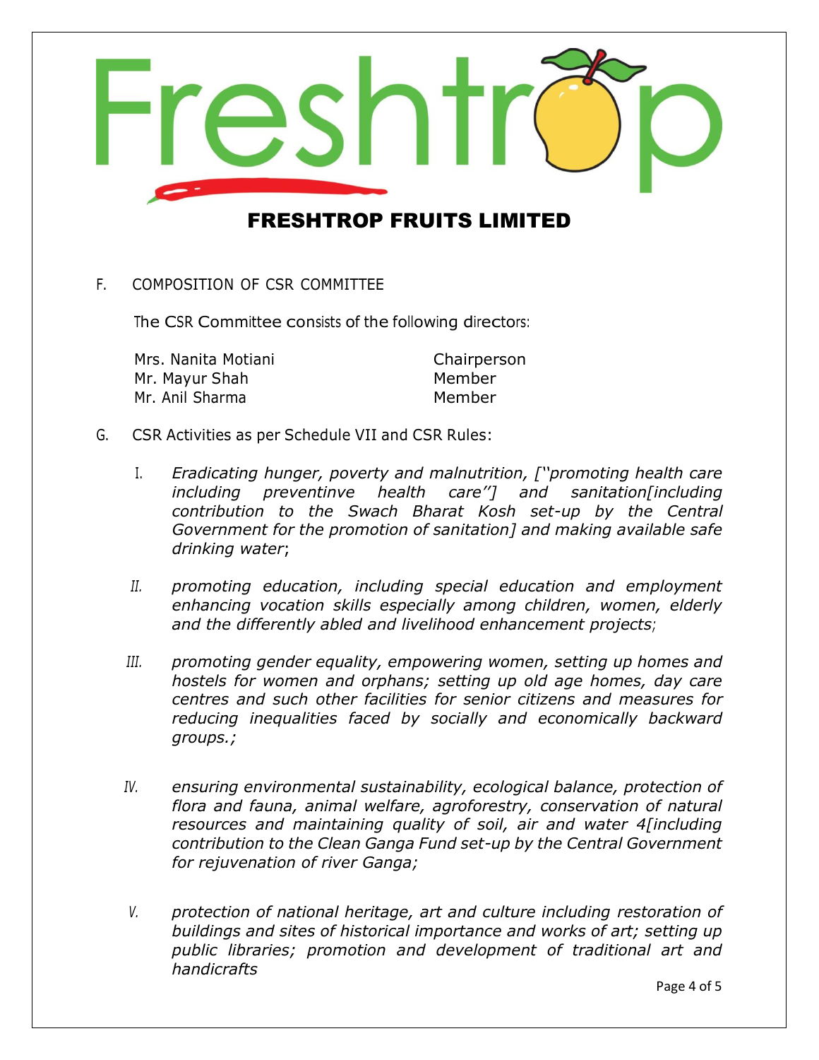# FRESHTROP FRUITS LIMITED

F. COMPOSITION OF CSR COMMITTEE

The CSR Committee consists of the following directors:

| | |
|---|---|
| Mrs. Nanita Motiani | Chairperson |
| Mr. Mayur Shah | Member |
| Mr. Anil Sharma | Member |

G. CSR Activities as per Schedule VII and CSR Rules:

I. *Eradicating hunger, poverty and malnutrition, [''promoting health care including preventinve health care''] and sanitation[including contribution to the Swach Bharat Kosh set-up by the Central Government for the promotion of sanitation] and making available safe drinking water*;

II. *promoting education, including special education and employment enhancing vocation skills especially among children, women, elderly and the differently abled and livelihood enhancement projects*;

III. *promoting gender equality, empowering women, setting up homes and hostels for women and orphans; setting up old age homes, day care centres and such other facilities for senior citizens and measures for reducing inequalities faced by socially and economically backward groups.;*

IV. *ensuring environmental sustainability, ecological balance, protection of flora and fauna, animal welfare, agroforestry, conservation of natural resources and maintaining quality of soil, air and water 4[including contribution to the Clean Ganga Fund set-up by the Central Government for rejuvenation of river Ganga;*

V. *protection of national heritage, art and culture including restoration of buildings and sites of historical importance and works of art; setting up public libraries; promotion and development of traditional art and handicrafts*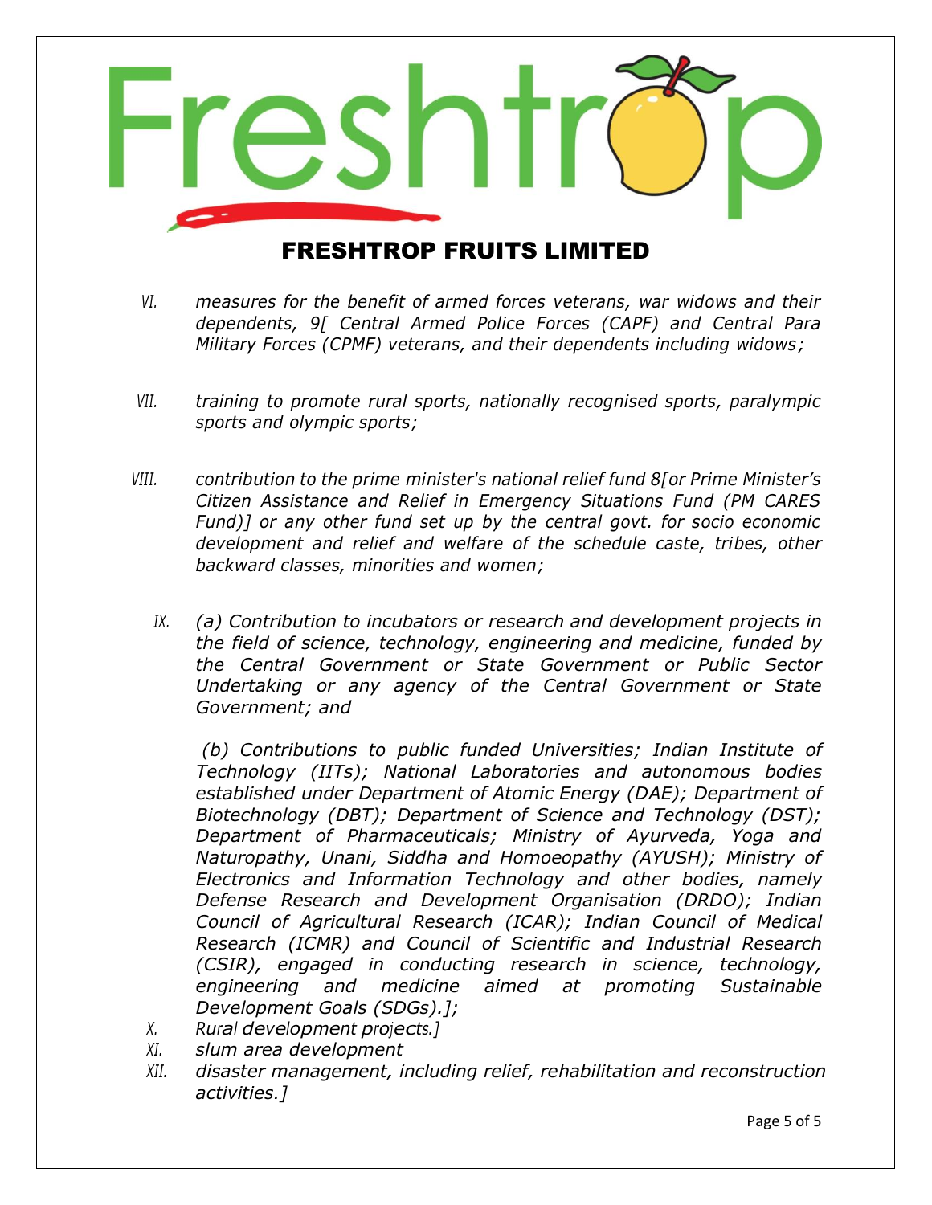VI. *measures for the benefit of armed forces veterans, war widows and their dependents, 9[ Central Armed Police Forces (CAPF) and Central Para Military Forces (CPMF) veterans, and their dependents including widows;*

VII. *training to promote rural sports, nationally recognised sports, paralympic sports and olympic sports;*

VIII. *contribution to the prime minister's national relief fund 8[or Prime Minister's Citizen Assistance and Relief in Emergency Situations Fund (PM CARES Fund)] or any other fund set up by the central govt. for socio economic development and relief and welfare of the schedule caste, tribes, other backward classes, minorities and women;*

IX. *(a) Contribution to incubators or research and development projects in the field of science, technology, engineering and medicine, funded by the Central Government or State Government or Public Sector Undertaking or any agency of the Central Government or State Government; and*

*(b) Contributions to public funded Universities; Indian Institute of Technology (IITs); National Laboratories and autonomous bodies established under Department of Atomic Energy (DAE); Department of Biotechnology (DBT); Department of Science and Technology (DST); Department of Pharmaceuticals; Ministry of Ayurveda, Yoga and Naturopathy, Unani, Siddha and Homoeopathy (AYUSH); Ministry of Electronics and Information Technology and other bodies, namely Defense Research and Development Organisation (DRDO); Indian Council of Agricultural Research (ICAR); Indian Council of Medical Research (ICMR) and Council of Scientific and Industrial Research (CSIR), engaged in conducting research in science, technology, engineering and medicine aimed at promoting Sustainable Development Goals (SDGs).];*

X. *Rural development projects.]*

XI. *slum area development*

XII. *disaster management, including relief, rehabilitation and reconstruction activities.]*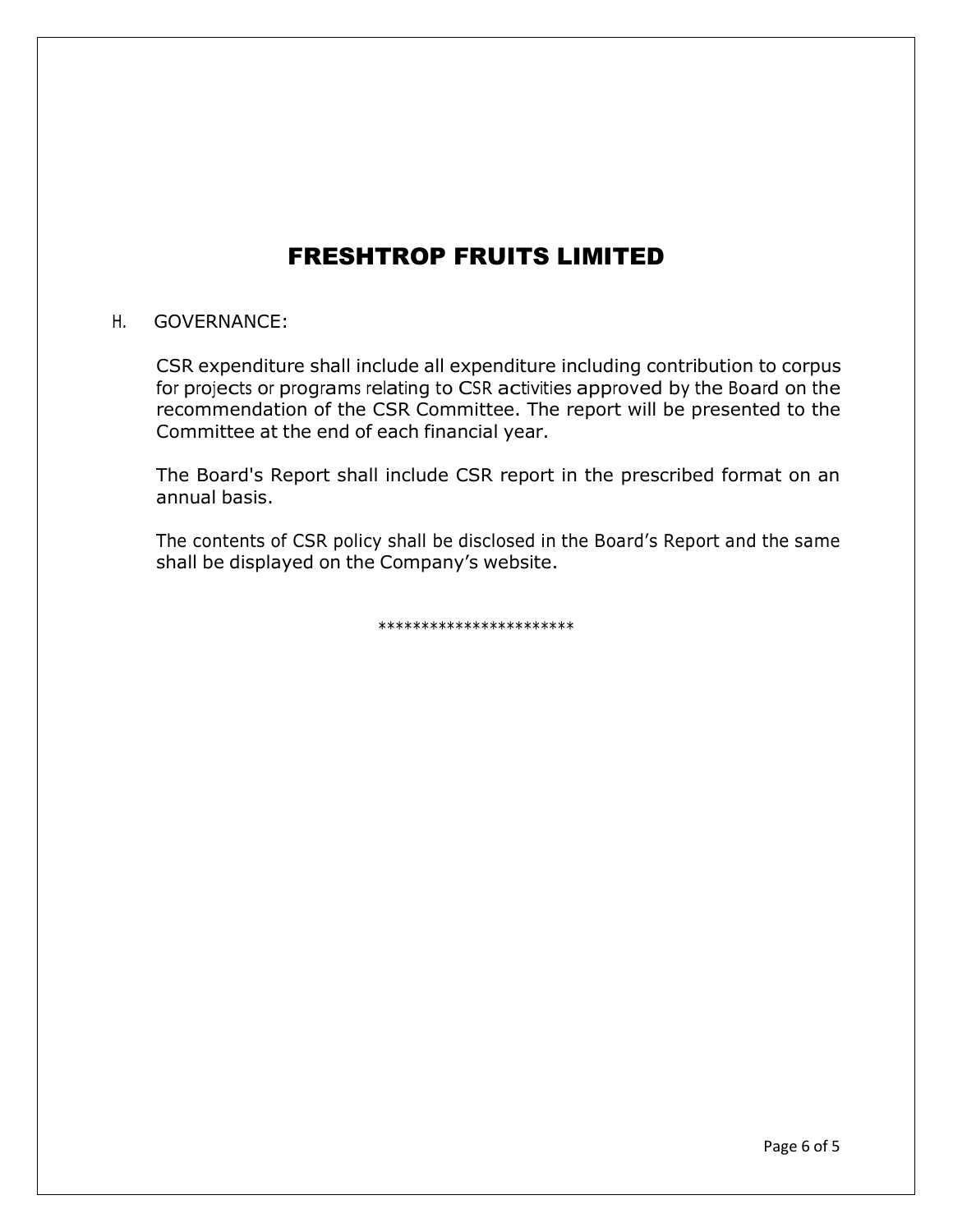# FRESHTROP FRUITS LIMITED

H. GOVERNANCE:

CSR expenditure shall include all expenditure including contribution to corpus for projects or programs relating to CSR activities approved by the Board on the recommendation of the CSR Committee. The report will be presented to the Committee at the end of each financial year.

The Board's Report shall include CSR report in the prescribed format on an annual basis.

The contents of CSR policy shall be disclosed in the Board's Report and the same shall be displayed on the Company's website.

***********************